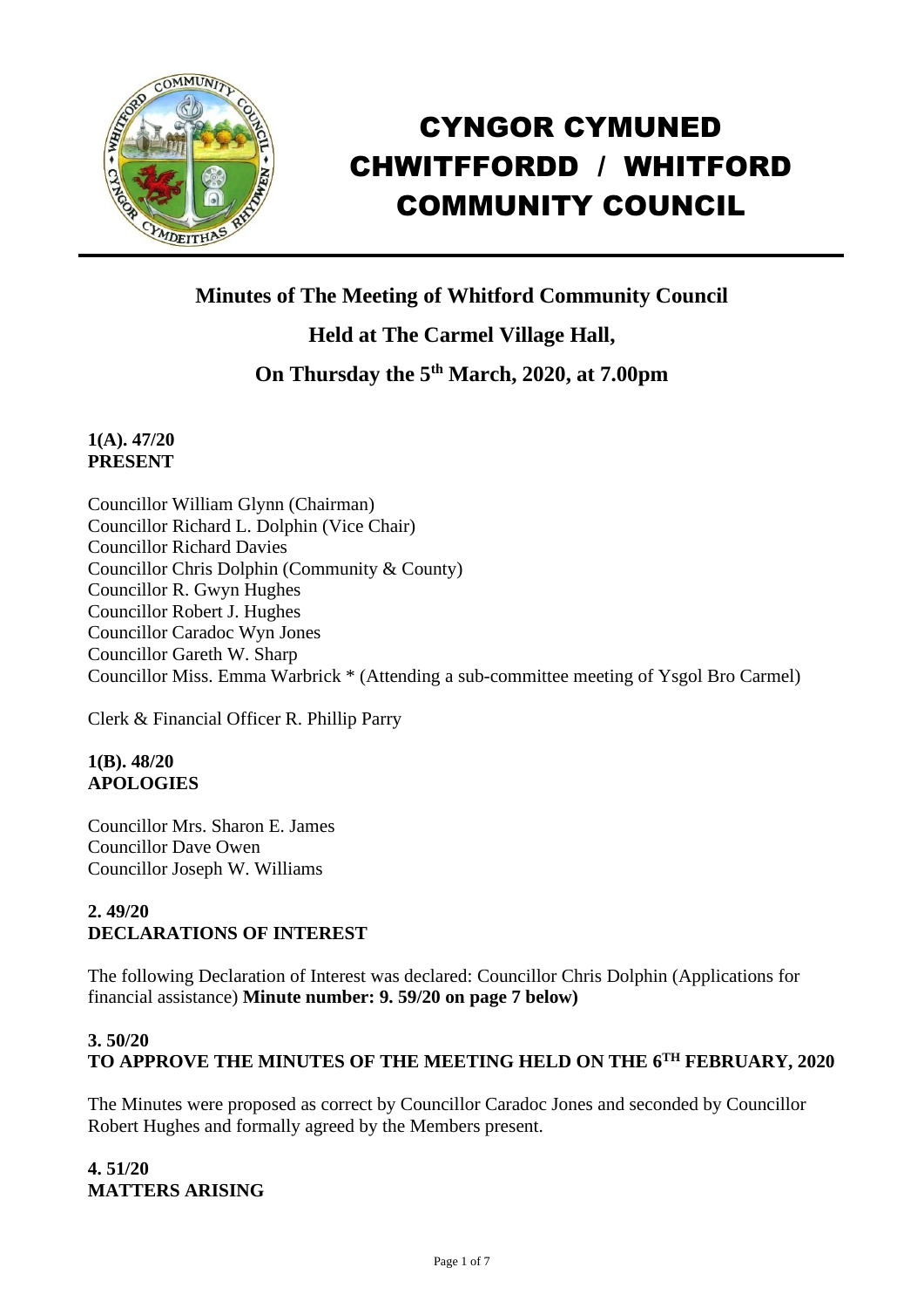# CYNGOR CYMUNED CHWITFFORDD / WHITFORD COMMUNITY COUNCIL

## Minutes of The Meeting of Whitford Community Council

## Held at The Carmel Village Hall,

## On Thursday the 5th March, 2020, at 7.00pm

**1(A). 47/20**
**PRESENT**

Councillor William Glynn (Chairman)
Councillor Richard L. Dolphin (Vice Chair)
Councillor Richard Davies
Councillor Chris Dolphin (Community & County)
Councillor R. Gwyn Hughes
Councillor Robert J. Hughes
Councillor Caradoc Wyn Jones
Councillor Gareth W. Sharp
Councillor Miss. Emma Warbrick * (Attending a sub-committee meeting of Ysgol Bro Carmel)

Clerk & Financial Officer R. Phillip Parry

**1(B). 48/20**
**APOLOGIES**

Councillor Mrs. Sharon E. James
Councillor Dave Owen
Councillor Joseph W. Williams

**2. 49/20**
**DECLARATIONS OF INTEREST**

The following Declaration of Interest was declared: Councillor Chris Dolphin (Applications for financial assistance) **Minute number: 9. 59/20 on page 7 below)**

**3. 50/20**
**TO APPROVE THE MINUTES OF THE MEETING HELD ON THE 6TH FEBRUARY, 2020**

The Minutes were proposed as correct by Councillor Caradoc Jones and seconded by Councillor Robert Hughes and formally agreed by the Members present.

**4. 51/20**
**MATTERS ARISING**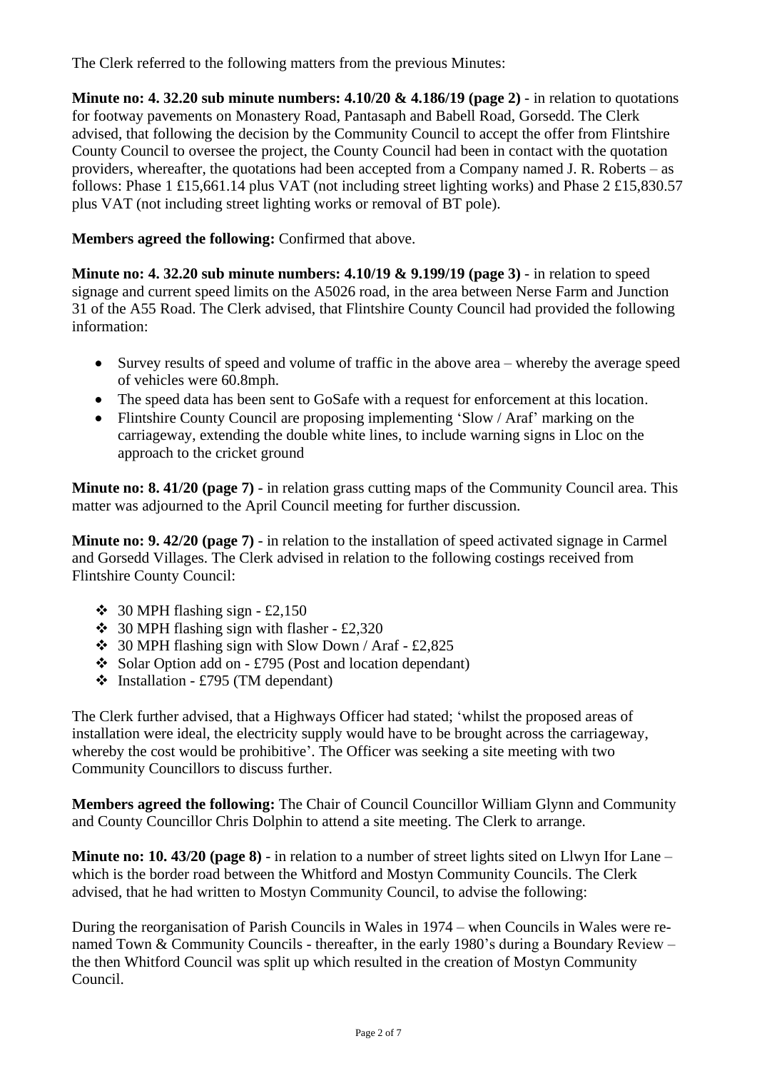The Clerk referred to the following matters from the previous Minutes:

**Minute no: 4. 32.20 sub minute numbers: 4.10/20 & 4.186/19 (page 2)** - in relation to quotations for footway pavements on Monastery Road, Pantasaph and Babell Road, Gorsedd. The Clerk advised, that following the decision by the Community Council to accept the offer from Flintshire County Council to oversee the project, the County Council had been in contact with the quotation providers, whereafter, the quotations had been accepted from a Company named J. R. Roberts – as follows: Phase 1 £15,661.14 plus VAT (not including street lighting works) and Phase 2 £15,830.57 plus VAT (not including street lighting works or removal of BT pole).

**Members agreed the following:** Confirmed that above.

**Minute no: 4. 32.20 sub minute numbers: 4.10/19 & 9.199/19 (page 3)** - in relation to speed signage and current speed limits on the A5026 road, in the area between Nerse Farm and Junction 31 of the A55 Road. The Clerk advised, that Flintshire County Council had provided the following information:

- Survey results of speed and volume of traffic in the above area – whereby the average speed of vehicles were 60.8mph.
- The speed data has been sent to GoSafe with a request for enforcement at this location.
- Flintshire County Council are proposing implementing 'Slow / Araf' marking on the carriageway, extending the double white lines, to include warning signs in Lloc on the approach to the cricket ground

**Minute no: 8. 41/20 (page 7)** - in relation grass cutting maps of the Community Council area. This matter was adjourned to the April Council meeting for further discussion.

**Minute no: 9. 42/20 (page 7)** - in relation to the installation of speed activated signage in Carmel and Gorsedd Villages. The Clerk advised in relation to the following costings received from Flintshire County Council:

- 30 MPH flashing sign - £2,150
- 30 MPH flashing sign with flasher - £2,320
- 30 MPH flashing sign with Slow Down / Araf - £2,825
- Solar Option add on - £795 (Post and location dependant)
- Installation - £795 (TM dependant)

The Clerk further advised, that a Highways Officer had stated; 'whilst the proposed areas of installation were ideal, the electricity supply would have to be brought across the carriageway, whereby the cost would be prohibitive'. The Officer was seeking a site meeting with two Community Councillors to discuss further.

**Members agreed the following:** The Chair of Council Councillor William Glynn and Community and County Councillor Chris Dolphin to attend a site meeting. The Clerk to arrange.

**Minute no: 10. 43/20 (page 8)** - in relation to a number of street lights sited on Llwyn Ifor Lane – which is the border road between the Whitford and Mostyn Community Councils. The Clerk advised, that he had written to Mostyn Community Council, to advise the following:

During the reorganisation of Parish Councils in Wales in 1974 – when Councils in Wales were re-named Town & Community Councils - thereafter, in the early 1980's during a Boundary Review – the then Whitford Council was split up which resulted in the creation of Mostyn Community Council.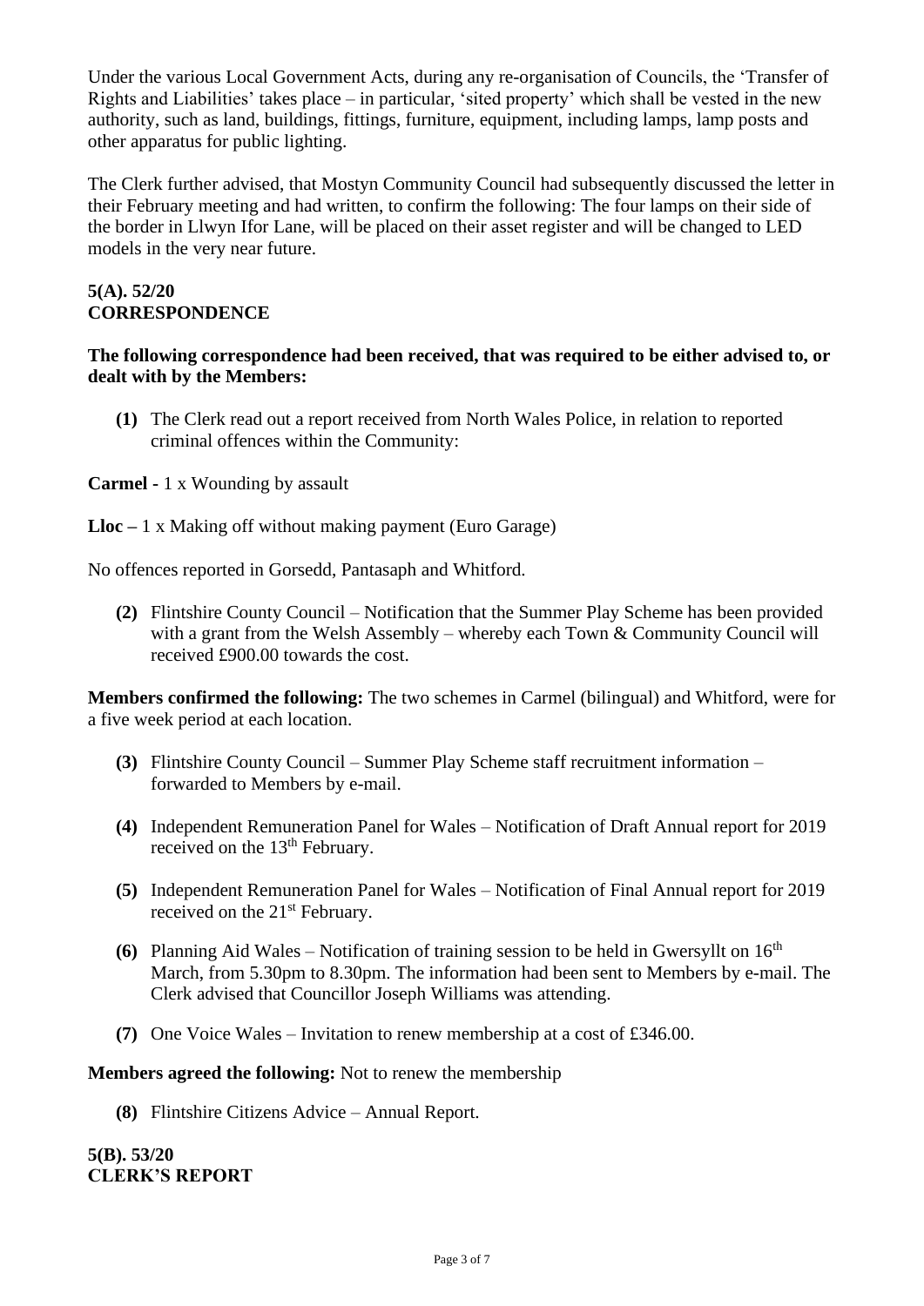Under the various Local Government Acts, during any re-organisation of Councils, the 'Transfer of Rights and Liabilities' takes place – in particular, 'sited property' which shall be vested in the new authority, such as land, buildings, fittings, furniture, equipment, including lamps, lamp posts and other apparatus for public lighting.

The Clerk further advised, that Mostyn Community Council had subsequently discussed the letter in their February meeting and had written, to confirm the following: The four lamps on their side of the border in Llwyn Ifor Lane, will be placed on their asset register and will be changed to LED models in the very near future.

**5(A). 52/20**
**CORRESPONDENCE**

**The following correspondence had been received, that was required to be either advised to, or dealt with by the Members:**

**(1)** The Clerk read out a report received from North Wales Police, in relation to reported criminal offences within the Community:

**Carmel** - 1 x Wounding by assault

**Lloc –** 1 x Making off without making payment (Euro Garage)

No offences reported in Gorsedd, Pantasaph and Whitford.

**(2)** Flintshire County Council – Notification that the Summer Play Scheme has been provided with a grant from the Welsh Assembly – whereby each Town & Community Council will received £900.00 towards the cost.

**Members confirmed the following:** The two schemes in Carmel (bilingual) and Whitford, were for a five week period at each location.

**(3)** Flintshire County Council – Summer Play Scheme staff recruitment information – forwarded to Members by e-mail.

**(4)** Independent Remuneration Panel for Wales – Notification of Draft Annual report for 2019 received on the 13th February.

**(5)** Independent Remuneration Panel for Wales – Notification of Final Annual report for 2019 received on the 21st February.

**(6)** Planning Aid Wales – Notification of training session to be held in Gwersyllt on 16th March, from 5.30pm to 8.30pm. The information had been sent to Members by e-mail. The Clerk advised that Councillor Joseph Williams was attending.

**(7)** One Voice Wales – Invitation to renew membership at a cost of £346.00.

**Members agreed the following:** Not to renew the membership

**(8)** Flintshire Citizens Advice – Annual Report.

**5(B). 53/20**
**CLERK'S REPORT**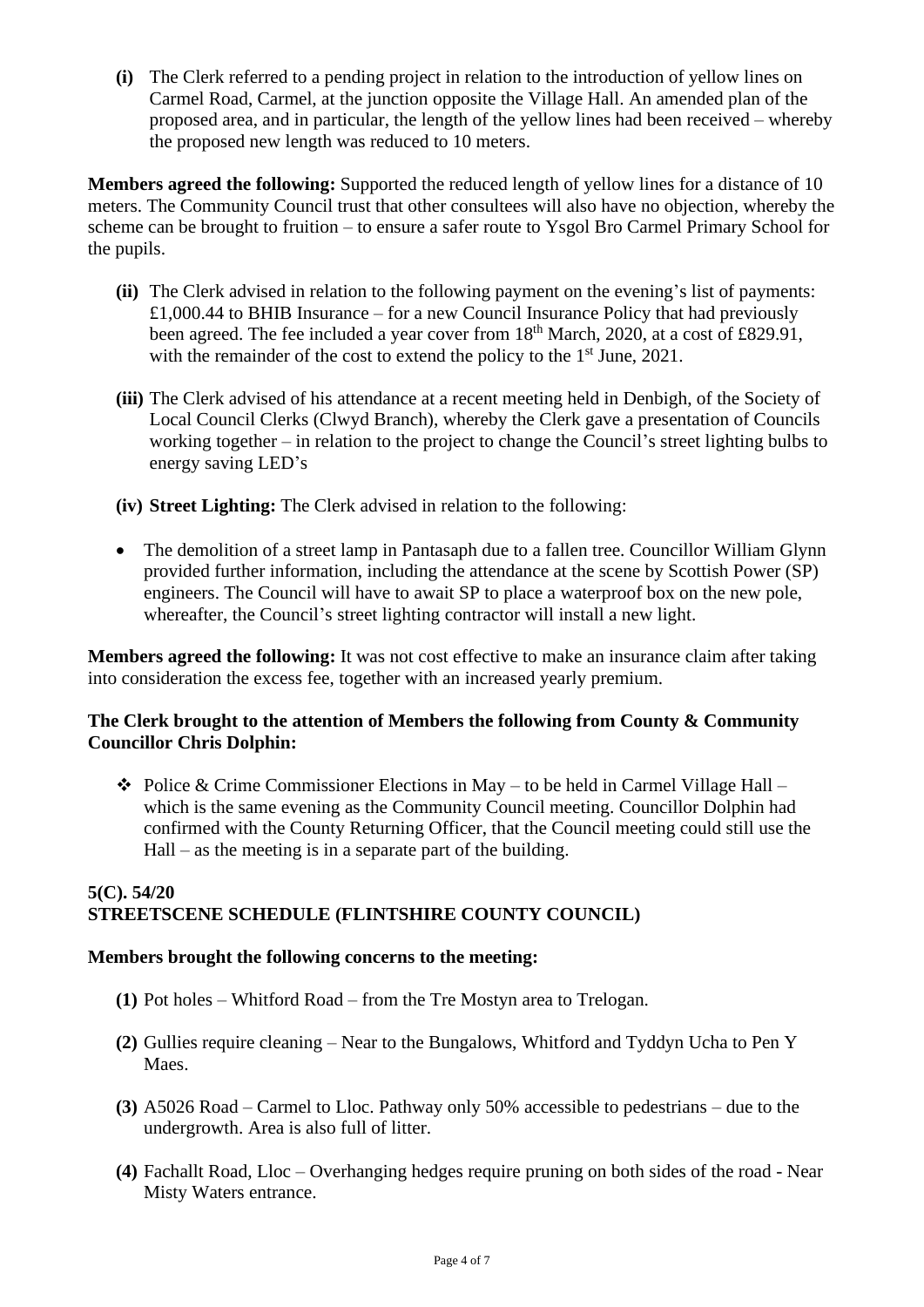**(i)** The Clerk referred to a pending project in relation to the introduction of yellow lines on Carmel Road, Carmel, at the junction opposite the Village Hall. An amended plan of the proposed area, and in particular, the length of the yellow lines had been received – whereby the proposed new length was reduced to 10 meters.

**Members agreed the following:** Supported the reduced length of yellow lines for a distance of 10 meters. The Community Council trust that other consultees will also have no objection, whereby the scheme can be brought to fruition – to ensure a safer route to Ysgol Bro Carmel Primary School for the pupils.

**(ii)** The Clerk advised in relation to the following payment on the evening's list of payments: £1,000.44 to BHIB Insurance – for a new Council Insurance Policy that had previously been agreed. The fee included a year cover from 18th March, 2020, at a cost of £829.91, with the remainder of the cost to extend the policy to the 1st June, 2021.

**(iii)** The Clerk advised of his attendance at a recent meeting held in Denbigh, of the Society of Local Council Clerks (Clwyd Branch), whereby the Clerk gave a presentation of Councils working together – in relation to the project to change the Council's street lighting bulbs to energy saving LED's

**(iv) Street Lighting:** The Clerk advised in relation to the following:

- The demolition of a street lamp in Pantasaph due to a fallen tree. Councillor William Glynn provided further information, including the attendance at the scene by Scottish Power (SP) engineers. The Council will have to await SP to place a waterproof box on the new pole, whereafter, the Council's street lighting contractor will install a new light.

**Members agreed the following:** It was not cost effective to make an insurance claim after taking into consideration the excess fee, together with an increased yearly premium.

**The Clerk brought to the attention of Members the following from County & Community Councillor Chris Dolphin:**

- Police & Crime Commissioner Elections in May – to be held in Carmel Village Hall – which is the same evening as the Community Council meeting. Councillor Dolphin had confirmed with the County Returning Officer, that the Council meeting could still use the Hall – as the meeting is in a separate part of the building.

### 5(C). 54/20
### STREETSCENE SCHEDULE (FLINTSHIRE COUNTY COUNCIL)

**Members brought the following concerns to the meeting:**

**(1)** Pot holes – Whitford Road – from the Tre Mostyn area to Trelogan.

**(2)** Gullies require cleaning – Near to the Bungalows, Whitford and Tyddyn Ucha to Pen Y Maes.

**(3)** A5026 Road – Carmel to Lloc. Pathway only 50% accessible to pedestrians – due to the undergrowth. Area is also full of litter.

**(4)** Fachallt Road, Lloc – Overhanging hedges require pruning on both sides of the road - Near Misty Waters entrance.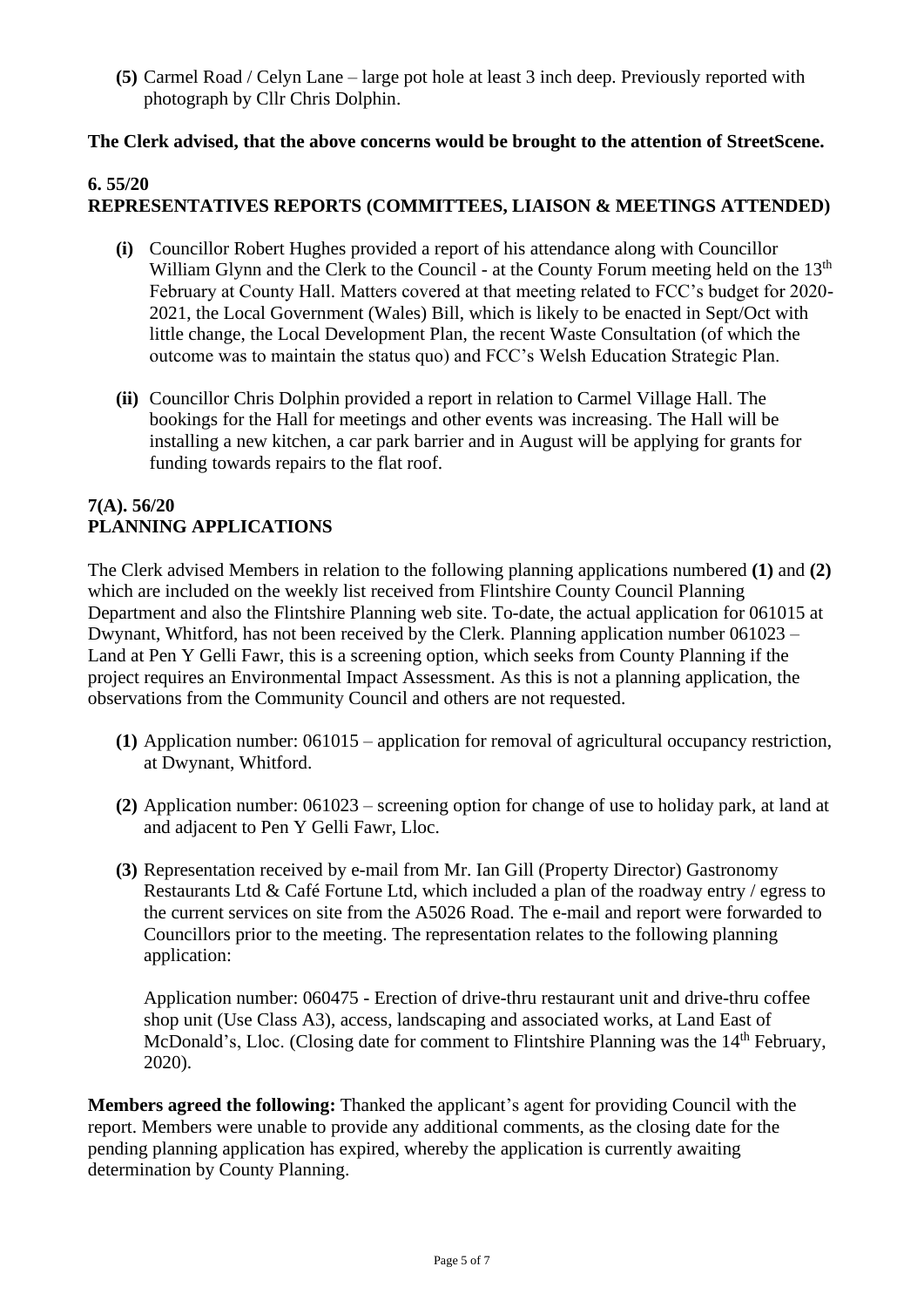**(5)** Carmel Road / Celyn Lane – large pot hole at least 3 inch deep. Previously reported with photograph by Cllr Chris Dolphin.

**The Clerk advised, that the above concerns would be brought to the attention of StreetScene.**

## 6. 55/20
## REPRESENTATIVES REPORTS (COMMITTEES, LIAISON & MEETINGS ATTENDED)

**(i)** Councillor Robert Hughes provided a report of his attendance along with Councillor William Glynn and the Clerk to the Council - at the County Forum meeting held on the 13th February at County Hall. Matters covered at that meeting related to FCC's budget for 2020-2021, the Local Government (Wales) Bill, which is likely to be enacted in Sept/Oct with little change, the Local Development Plan, the recent Waste Consultation (of which the outcome was to maintain the status quo) and FCC's Welsh Education Strategic Plan.

**(ii)** Councillor Chris Dolphin provided a report in relation to Carmel Village Hall. The bookings for the Hall for meetings and other events was increasing. The Hall will be installing a new kitchen, a car park barrier and in August will be applying for grants for funding towards repairs to the flat roof.

## 7(A). 56/20
## PLANNING APPLICATIONS

The Clerk advised Members in relation to the following planning applications numbered **(1)** and **(2)** which are included on the weekly list received from Flintshire County Council Planning Department and also the Flintshire Planning web site. To-date, the actual application for 061015 at Dwynant, Whitford, has not been received by the Clerk. Planning application number 061023 – Land at Pen Y Gelli Fawr, this is a screening option, which seeks from County Planning if the project requires an Environmental Impact Assessment. As this is not a planning application, the observations from the Community Council and others are not requested.

**(1)** Application number: 061015 – application for removal of agricultural occupancy restriction, at Dwynant, Whitford.

**(2)** Application number: 061023 – screening option for change of use to holiday park, at land at and adjacent to Pen Y Gelli Fawr, Lloc.

**(3)** Representation received by e-mail from Mr. Ian Gill (Property Director) Gastronomy Restaurants Ltd & Café Fortune Ltd, which included a plan of the roadway entry / egress to the current services on site from the A5026 Road. The e-mail and report were forwarded to Councillors prior to the meeting. The representation relates to the following planning application:

Application number: 060475 - Erection of drive-thru restaurant unit and drive-thru coffee shop unit (Use Class A3), access, landscaping and associated works, at Land East of McDonald's, Lloc. (Closing date for comment to Flintshire Planning was the 14th February, 2020).

**Members agreed the following:** Thanked the applicant's agent for providing Council with the report. Members were unable to provide any additional comments, as the closing date for the pending planning application has expired, whereby the application is currently awaiting determination by County Planning.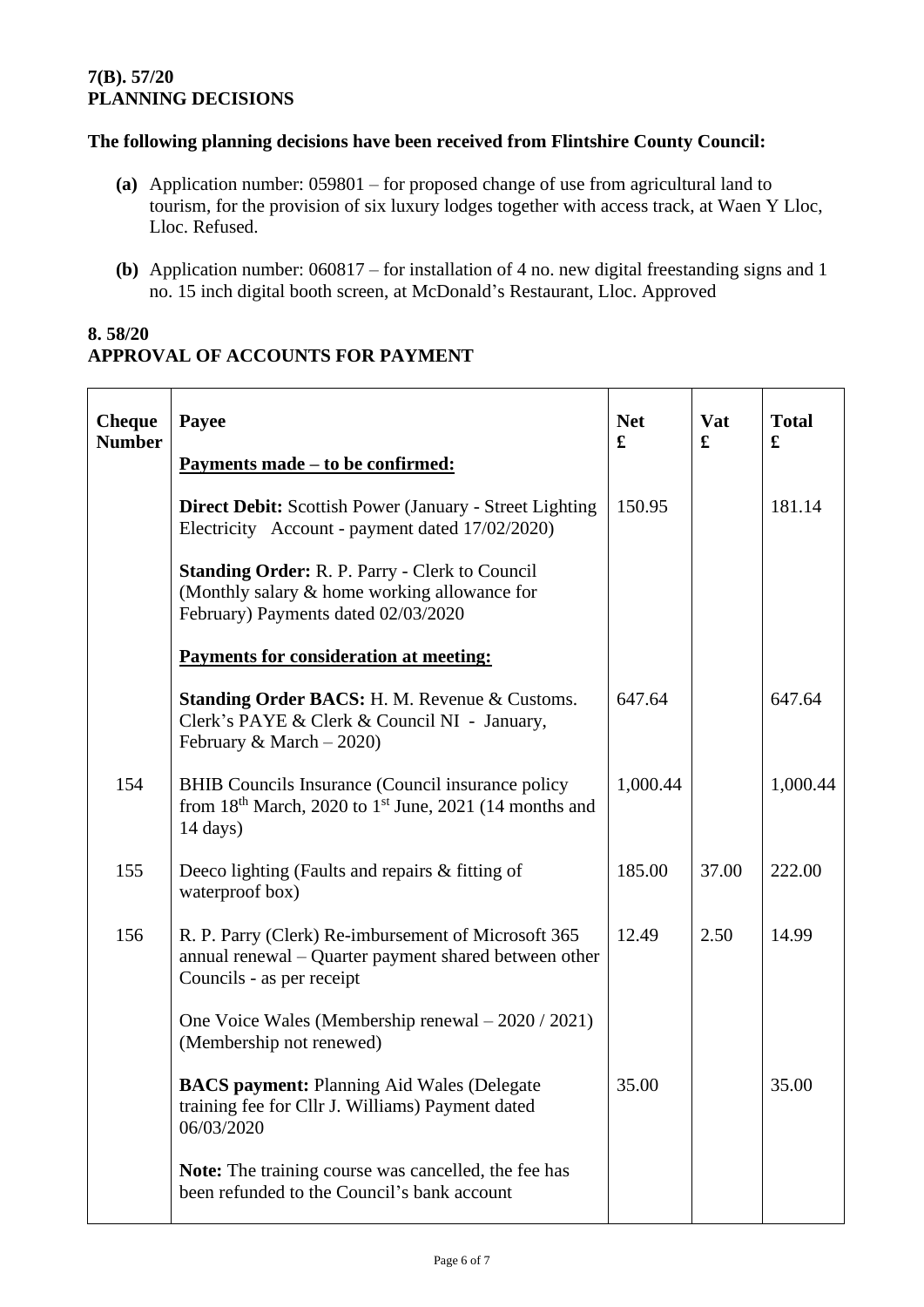**7(B). 57/20**
**PLANNING DECISIONS**

**The following planning decisions have been received from Flintshire County Council:**

- **(a)** Application number: 059801 – for proposed change of use from agricultural land to tourism, for the provision of six luxury lodges together with access track, at Waen Y Lloc, Lloc. Refused.

- **(b)** Application number: 060817 – for installation of 4 no. new digital freestanding signs and 1 no. 15 inch digital booth screen, at McDonald's Restaurant, Lloc. Approved

**8. 58/20**
**APPROVAL OF ACCOUNTS FOR PAYMENT**

| Cheque Number | Payee | Net £ | Vat £ | Total £ |
|---|---|---|---|---|
| | **Payments made – to be confirmed:** | | | |
| | **Direct Debit:** Scottish Power (January - Street Lighting Electricity Account - payment dated 17/02/2020) | 150.95 | | 181.14 |
| | **Standing Order:** R. P. Parry - Clerk to Council (Monthly salary & home working allowance for February) Payments dated 02/03/2020 | | | |
| | **Payments for consideration at meeting:** | | | |
| | **Standing Order BACS:** H. M. Revenue & Customs. Clerk's PAYE & Clerk & Council NI - January, February & March – 2020) | 647.64 | | 647.64 |
| 154 | BHIB Councils Insurance (Council insurance policy from 18th March, 2020 to 1st June, 2021 (14 months and 14 days) | 1,000.44 | | 1,000.44 |
| 155 | Deeco lighting (Faults and repairs & fitting of waterproof box) | 185.00 | 37.00 | 222.00 |
| 156 | R. P. Parry (Clerk) Re-imbursement of Microsoft 365 annual renewal – Quarter payment shared between other Councils - as per receipt | 12.49 | 2.50 | 14.99 |
| | One Voice Wales (Membership renewal – 2020 / 2021) (Membership not renewed) | | | |
| | **BACS payment:** Planning Aid Wales (Delegate training fee for Cllr J. Williams) Payment dated 06/03/2020 | 35.00 | | 35.00 |
| | **Note:** The training course was cancelled, the fee has been refunded to the Council's bank account | | | |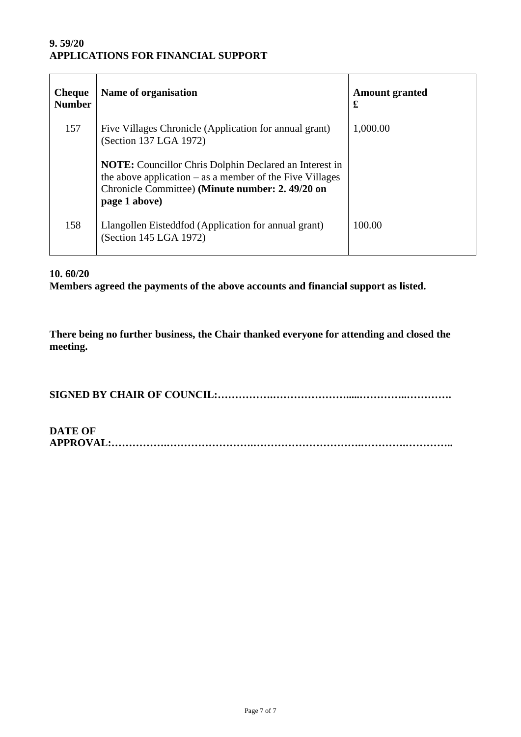**9. 59/20**
**APPLICATIONS FOR FINANCIAL SUPPORT**

| **Cheque Number** | **Name of organisation** | **Amount granted £** |
|---|---|---|
| 157 | Five Villages Chronicle (Application for annual grant) (Section 137 LGA 1972)<br><br>**NOTE:** Councillor Chris Dolphin Declared an Interest in the above application – as a member of the Five Villages Chronicle Committee) **(Minute number: 2. 49/20 on page 1 above)** | 1,000.00 |
| 158 | Llangollen Eisteddfod (Application for annual grant) (Section 145 LGA 1972) | 100.00 |

**10. 60/20**
**Members agreed the payments of the above accounts and financial support as listed.**

**There being no further business, the Chair thanked everyone for attending and closed the meeting.**

**SIGNED BY CHAIR OF COUNCIL:……………….…………………......…………..………….**

**DATE OF APPROVAL:……………..……………………..…………………………..………….…………..**